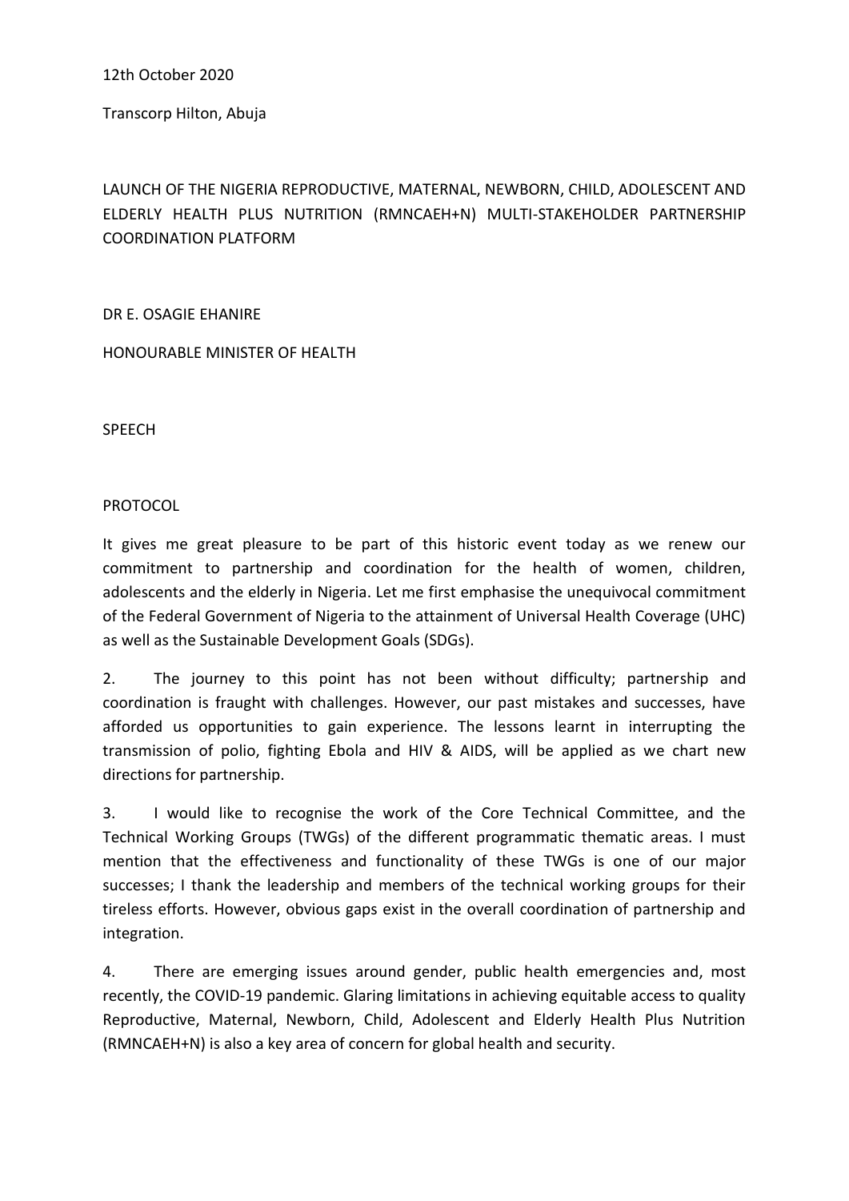12th October 2020

Transcorp Hilton, Abuja

# LAUNCH OF THE NIGERIA REPRODUCTIVE, MATERNAL, NEWBORN, CHILD, ADOLESCENT AND ELDERLY HEALTH PLUS NUTRITION (RMNCAEH+N) MULTI-STAKEHOLDER PARTNERSHIP COORDINATION PLATFORM

DR E. OSAGIE EHANIRE

HONOURABLE MINISTER OF HEALTH

## SPEECH

PROTOCOL

It gives me great pleasure to be part of this historic event today as we renew our commitment to partnership and coordination for the health of women, children, adolescents and the elderly in Nigeria. Let me first emphasise the unequivocal commitment of the Federal Government of Nigeria to the attainment of Universal Health Coverage (UHC) as well as the Sustainable Development Goals (SDGs).

2. The journey to this point has not been without difficulty; partnership and coordination is fraught with challenges. However, our past mistakes and successes, have afforded us opportunities to gain experience. The lessons learnt in interrupting the transmission of polio, fighting Ebola and HIV & AIDS, will be applied as we chart new directions for partnership.

3. I would like to recognise the work of the Core Technical Committee, and the Technical Working Groups (TWGs) of the different programmatic thematic areas. I must mention that the effectiveness and functionality of these TWGs is one of our major successes; I thank the leadership and members of the technical working groups for their tireless efforts. However, obvious gaps exist in the overall coordination of partnership and integration.

4. There are emerging issues around gender, public health emergencies and, most recently, the COVID-19 pandemic. Glaring limitations in achieving equitable access to quality Reproductive, Maternal, Newborn, Child, Adolescent and Elderly Health Plus Nutrition (RMNCAEH+N) is also a key area of concern for global health and security.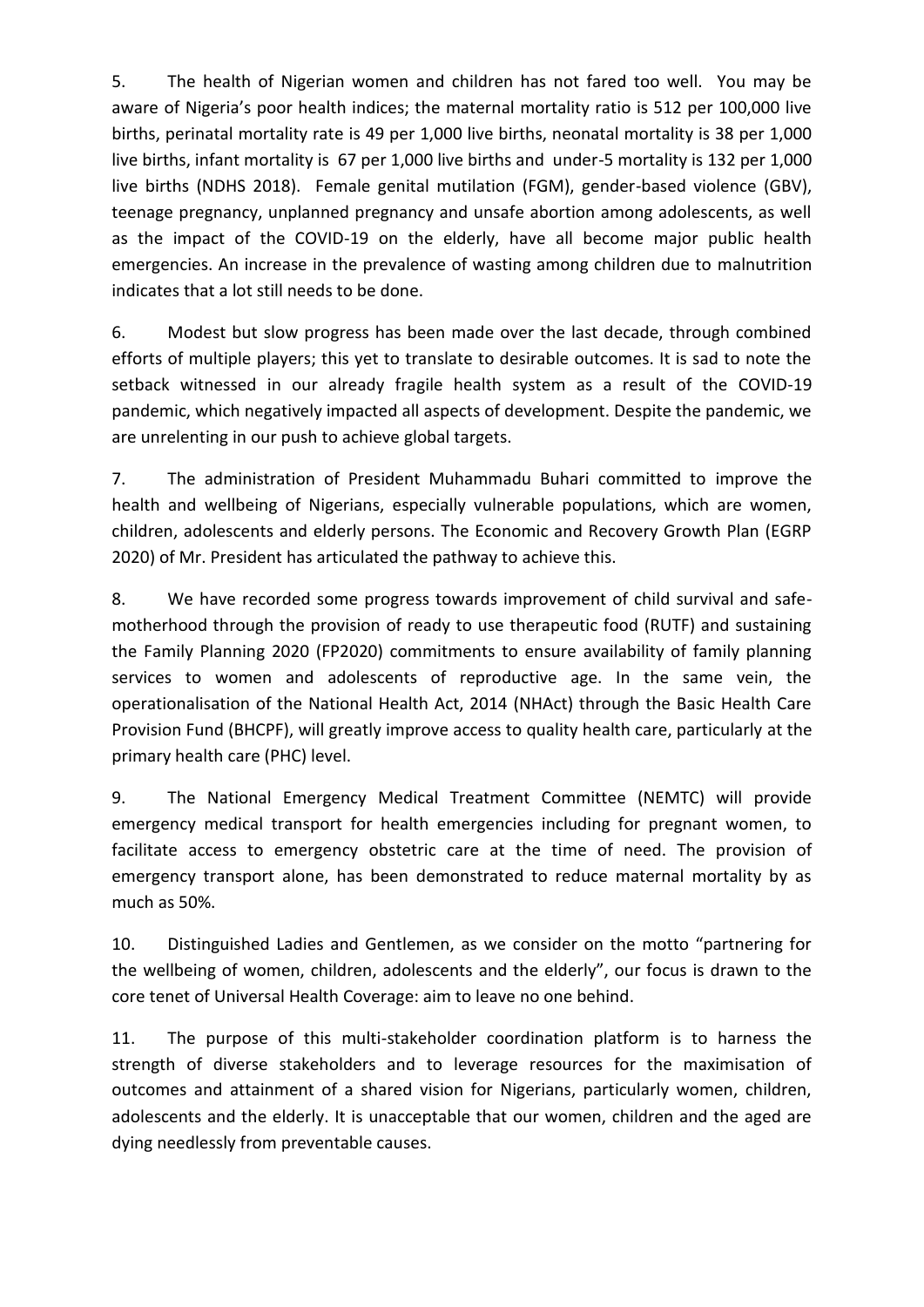5. The health of Nigerian women and children has not fared too well. You may be aware of Nigeria's poor health indices; the maternal mortality ratio is 512 per 100,000 live births, perinatal mortality rate is 49 per 1,000 live births, neonatal mortality is 38 per 1,000 live births, infant mortality is 67 per 1,000 live births and under-5 mortality is 132 per 1,000 live births (NDHS 2018). Female genital mutilation (FGM), gender-based violence (GBV), teenage pregnancy, unplanned pregnancy and unsafe abortion among adolescents, as well as the impact of the COVID-19 on the elderly, have all become major public health emergencies. An increase in the prevalence of wasting among children due to malnutrition indicates that a lot still needs to be done.

6. Modest but slow progress has been made over the last decade, through combined efforts of multiple players; this yet to translate to desirable outcomes. It is sad to note the setback witnessed in our already fragile health system as a result of the COVID-19 pandemic, which negatively impacted all aspects of development. Despite the pandemic, we are unrelenting in our push to achieve global targets.

7. The administration of President Muhammadu Buhari committed to improve the health and wellbeing of Nigerians, especially vulnerable populations, which are women, children, adolescents and elderly persons. The Economic and Recovery Growth Plan (EGRP 2020) of Mr. President has articulated the pathway to achieve this.

8. We have recorded some progress towards improvement of child survival and safe-motherhood through the provision of ready to use therapeutic food (RUTF) and sustaining the Family Planning 2020 (FP2020) commitments to ensure availability of family planning services to women and adolescents of reproductive age. In the same vein, the operationalisation of the National Health Act, 2014 (NHAct) through the Basic Health Care Provision Fund (BHCPF), will greatly improve access to quality health care, particularly at the primary health care (PHC) level.

9. The National Emergency Medical Treatment Committee (NEMTC) will provide emergency medical transport for health emergencies including for pregnant women, to facilitate access to emergency obstetric care at the time of need. The provision of emergency transport alone, has been demonstrated to reduce maternal mortality by as much as 50%.

10. Distinguished Ladies and Gentlemen, as we consider on the motto "partnering for the wellbeing of women, children, adolescents and the elderly", our focus is drawn to the core tenet of Universal Health Coverage: aim to leave no one behind.

11. The purpose of this multi-stakeholder coordination platform is to harness the strength of diverse stakeholders and to leverage resources for the maximisation of outcomes and attainment of a shared vision for Nigerians, particularly women, children, adolescents and the elderly. It is unacceptable that our women, children and the aged are dying needlessly from preventable causes.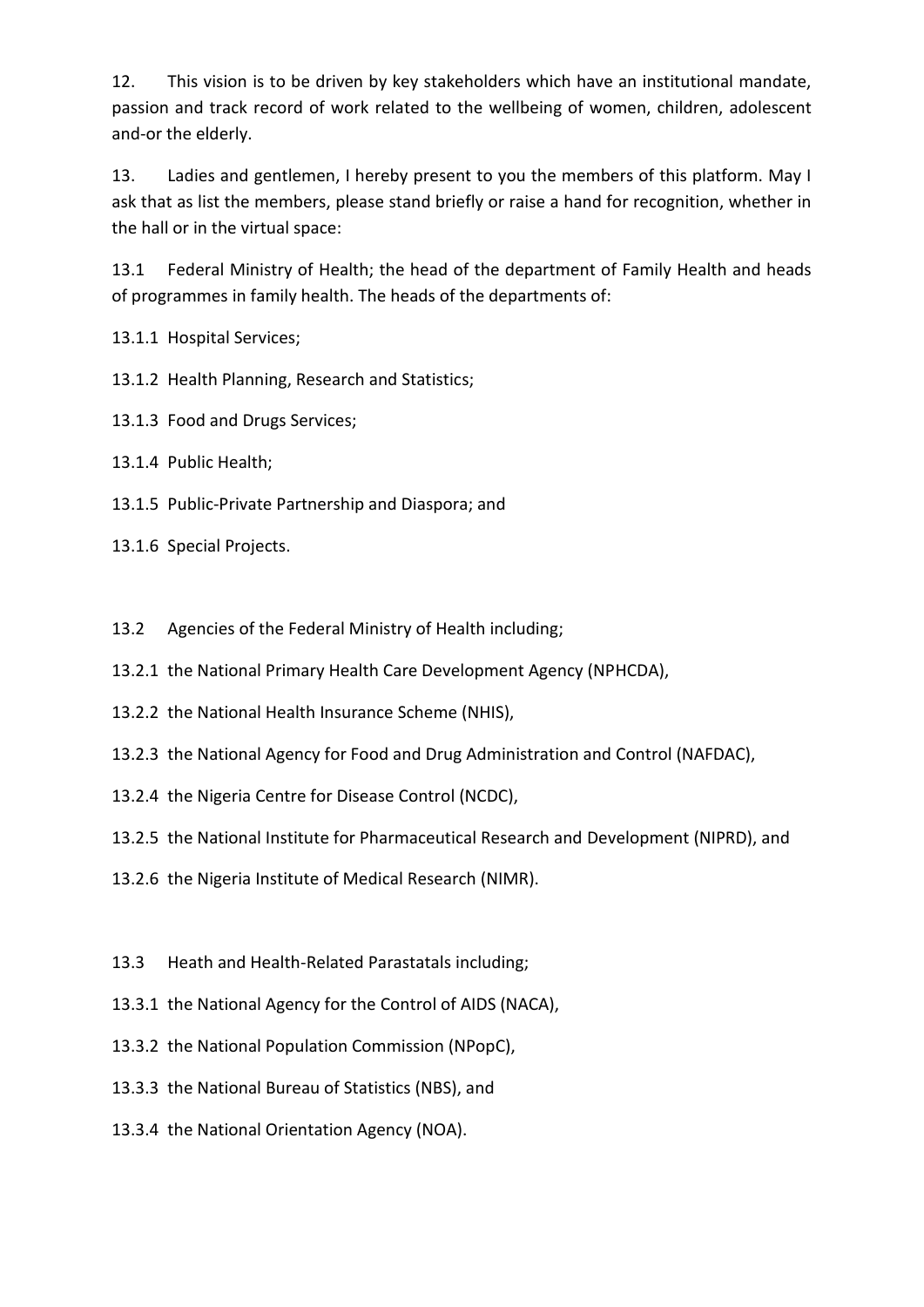12. This vision is to be driven by key stakeholders which have an institutional mandate, passion and track record of work related to the wellbeing of women, children, adolescent and-or the elderly.

13. Ladies and gentlemen, I hereby present to you the members of this platform. May I ask that as list the members, please stand briefly or raise a hand for recognition, whether in the hall or in the virtual space:

13.1 Federal Ministry of Health; the head of the department of Family Health and heads of programmes in family health. The heads of the departments of:

13.1.1 Hospital Services;

13.1.2 Health Planning, Research and Statistics;

13.1.3 Food and Drugs Services;

13.1.4 Public Health;

13.1.5 Public-Private Partnership and Diaspora; and

13.1.6 Special Projects.

13.2 Agencies of the Federal Ministry of Health including;

13.2.1 the National Primary Health Care Development Agency (NPHCDA),

13.2.2 the National Health Insurance Scheme (NHIS),

13.2.3 the National Agency for Food and Drug Administration and Control (NAFDAC),

13.2.4 the Nigeria Centre for Disease Control (NCDC),

13.2.5 the National Institute for Pharmaceutical Research and Development (NIPRD), and

13.2.6 the Nigeria Institute of Medical Research (NIMR).

13.3 Heath and Health-Related Parastatals including;

13.3.1 the National Agency for the Control of AIDS (NACA),

13.3.2 the National Population Commission (NPopC),

13.3.3 the National Bureau of Statistics (NBS), and

13.3.4 the National Orientation Agency (NOA).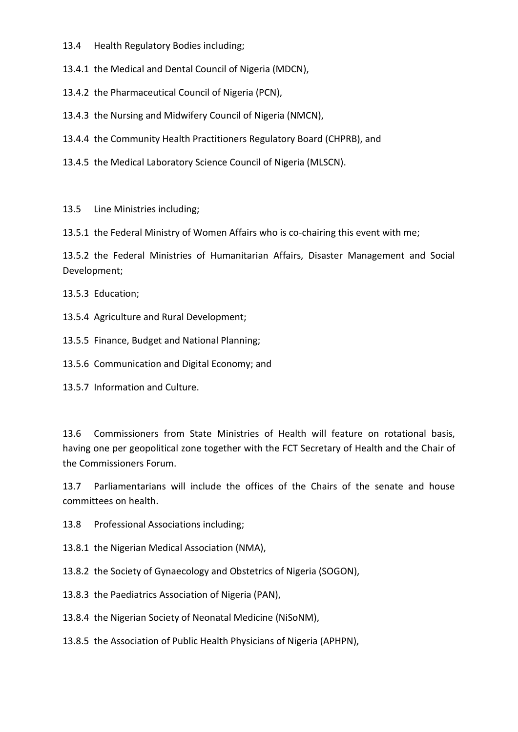13.4 Health Regulatory Bodies including;

13.4.1 the Medical and Dental Council of Nigeria (MDCN),

13.4.2 the Pharmaceutical Council of Nigeria (PCN),

13.4.3 the Nursing and Midwifery Council of Nigeria (NMCN),

13.4.4 the Community Health Practitioners Regulatory Board (CHPRB), and

13.4.5 the Medical Laboratory Science Council of Nigeria (MLSCN).

13.5 Line Ministries including;

13.5.1 the Federal Ministry of Women Affairs who is co-chairing this event with me;

13.5.2 the Federal Ministries of Humanitarian Affairs, Disaster Management and Social Development;

13.5.3 Education;

13.5.4 Agriculture and Rural Development;

13.5.5 Finance, Budget and National Planning;

13.5.6 Communication and Digital Economy; and

13.5.7 Information and Culture.

13.6 Commissioners from State Ministries of Health will feature on rotational basis, having one per geopolitical zone together with the FCT Secretary of Health and the Chair of the Commissioners Forum.

13.7 Parliamentarians will include the offices of the Chairs of the senate and house committees on health.

13.8 Professional Associations including;

13.8.1 the Nigerian Medical Association (NMA),

13.8.2 the Society of Gynaecology and Obstetrics of Nigeria (SOGON),

13.8.3 the Paediatrics Association of Nigeria (PAN),

13.8.4 the Nigerian Society of Neonatal Medicine (NiSoNM),

13.8.5 the Association of Public Health Physicians of Nigeria (APHPN),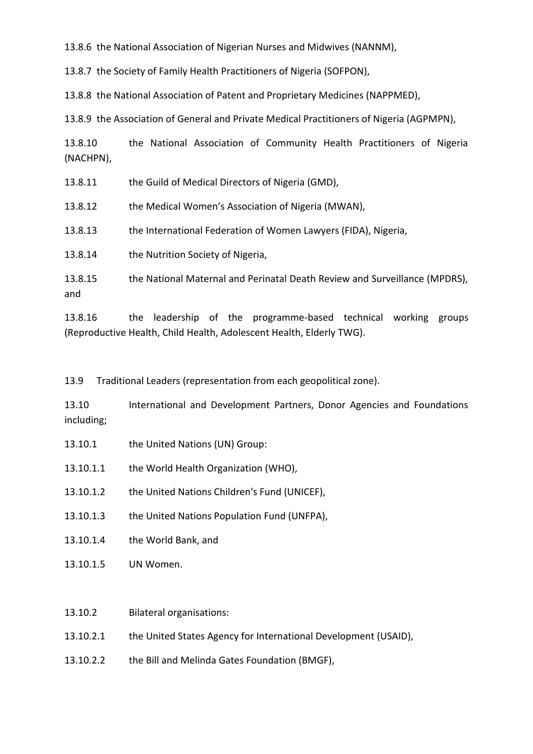13.8.6 the National Association of Nigerian Nurses and Midwives (NANNM),

13.8.7 the Society of Family Health Practitioners of Nigeria (SOFPON),

13.8.8 the National Association of Patent and Proprietary Medicines (NAPPMED),

13.8.9 the Association of General and Private Medical Practitioners of Nigeria (AGPMPN),

13.8.10 the National Association of Community Health Practitioners of Nigeria (NACHPN),

13.8.11 the Guild of Medical Directors of Nigeria (GMD),

13.8.12 the Medical Women's Association of Nigeria (MWAN),

13.8.13 the International Federation of Women Lawyers (FIDA), Nigeria,

13.8.14 the Nutrition Society of Nigeria,

13.8.15 the National Maternal and Perinatal Death Review and Surveillance (MPDRS), and

13.8.16 the leadership of the programme-based technical working groups (Reproductive Health, Child Health, Adolescent Health, Elderly TWG).

13.9 Traditional Leaders (representation from each geopolitical zone).

13.10 International and Development Partners, Donor Agencies and Foundations including;

13.10.1 the United Nations (UN) Group:

13.10.1.1 the World Health Organization (WHO),

13.10.1.2 the United Nations Children's Fund (UNICEF),

13.10.1.3 the United Nations Population Fund (UNFPA),

13.10.1.4 the World Bank, and

13.10.1.5 UN Women.

13.10.2 Bilateral organisations:

13.10.2.1 the United States Agency for International Development (USAID),

13.10.2.2 the Bill and Melinda Gates Foundation (BMGF),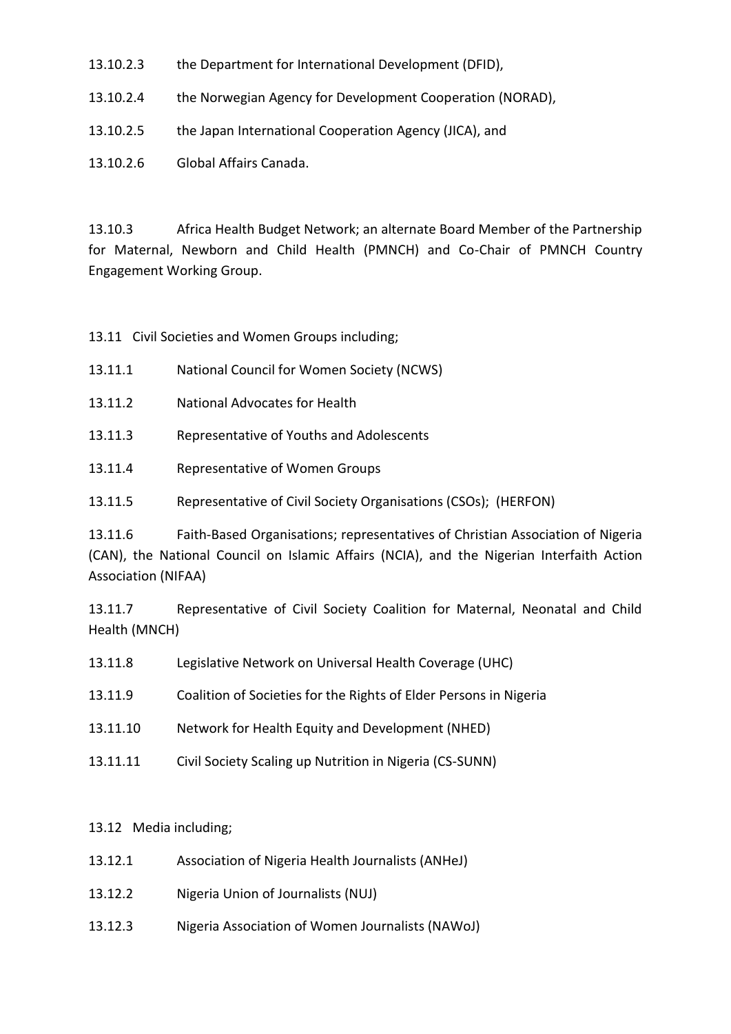13.10.2.3 the Department for International Development (DFID),

13.10.2.4 the Norwegian Agency for Development Cooperation (NORAD),

13.10.2.5 the Japan International Cooperation Agency (JICA), and

13.10.2.6 Global Affairs Canada.

13.10.3 Africa Health Budget Network; an alternate Board Member of the Partnership for Maternal, Newborn and Child Health (PMNCH) and Co-Chair of PMNCH Country Engagement Working Group.

13.11 Civil Societies and Women Groups including;

13.11.1 National Council for Women Society (NCWS)

13.11.2 National Advocates for Health

13.11.3 Representative of Youths and Adolescents

13.11.4 Representative of Women Groups

13.11.5 Representative of Civil Society Organisations (CSOs); (HERFON)

13.11.6 Faith-Based Organisations; representatives of Christian Association of Nigeria (CAN), the National Council on Islamic Affairs (NCIA), and the Nigerian Interfaith Action Association (NIFAA)

13.11.7 Representative of Civil Society Coalition for Maternal, Neonatal and Child Health (MNCH)

13.11.8 Legislative Network on Universal Health Coverage (UHC)

13.11.9 Coalition of Societies for the Rights of Elder Persons in Nigeria

13.11.10 Network for Health Equity and Development (NHED)

13.11.11 Civil Society Scaling up Nutrition in Nigeria (CS-SUNN)

13.12 Media including;

13.12.1 Association of Nigeria Health Journalists (ANHeJ)

13.12.2 Nigeria Union of Journalists (NUJ)

13.12.3 Nigeria Association of Women Journalists (NAWoJ)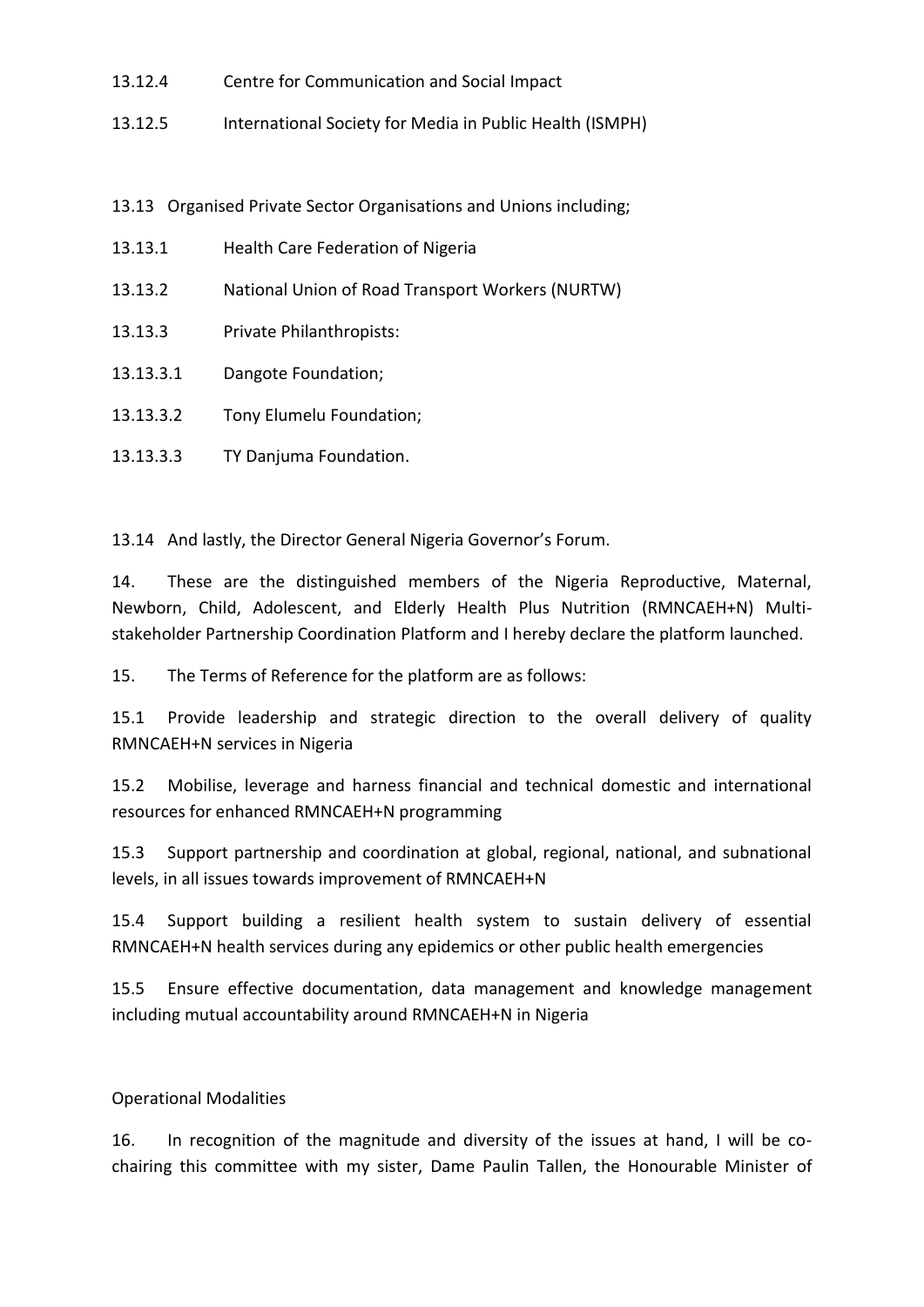13.12.4 Centre for Communication and Social Impact

13.12.5 International Society for Media in Public Health (ISMPH)

13.13 Organised Private Sector Organisations and Unions including;

13.13.1 Health Care Federation of Nigeria

13.13.2 National Union of Road Transport Workers (NURTW)

13.13.3 Private Philanthropists:

13.13.3.1 Dangote Foundation;

13.13.3.2 Tony Elumelu Foundation;

13.13.3.3 TY Danjuma Foundation.

13.14 And lastly, the Director General Nigeria Governor's Forum.

14. These are the distinguished members of the Nigeria Reproductive, Maternal, Newborn, Child, Adolescent, and Elderly Health Plus Nutrition (RMNCAEH+N) Multi-stakeholder Partnership Coordination Platform and I hereby declare the platform launched.

15. The Terms of Reference for the platform are as follows:

15.1 Provide leadership and strategic direction to the overall delivery of quality RMNCAEH+N services in Nigeria

15.2 Mobilise, leverage and harness financial and technical domestic and international resources for enhanced RMNCAEH+N programming

15.3 Support partnership and coordination at global, regional, national, and subnational levels, in all issues towards improvement of RMNCAEH+N

15.4 Support building a resilient health system to sustain delivery of essential RMNCAEH+N health services during any epidemics or other public health emergencies

15.5 Ensure effective documentation, data management and knowledge management including mutual accountability around RMNCAEH+N in Nigeria

Operational Modalities

16. In recognition of the magnitude and diversity of the issues at hand, I will be co-chairing this committee with my sister, Dame Paulin Tallen, the Honourable Minister of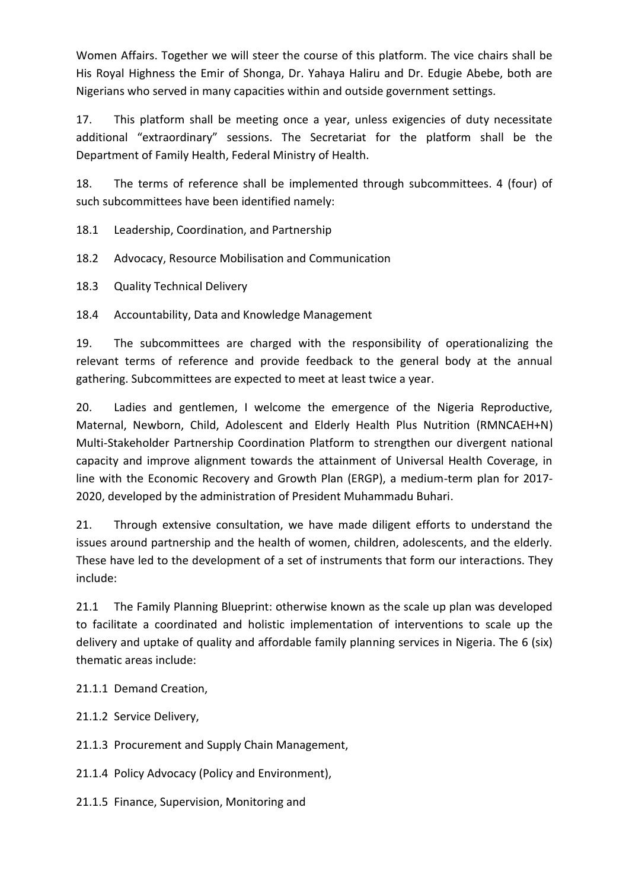Women Affairs. Together we will steer the course of this platform. The vice chairs shall be His Royal Highness the Emir of Shonga, Dr. Yahaya Haliru and Dr. Edugie Abebe, both are Nigerians who served in many capacities within and outside government settings.

17. This platform shall be meeting once a year, unless exigencies of duty necessitate additional "extraordinary" sessions. The Secretariat for the platform shall be the Department of Family Health, Federal Ministry of Health.

18. The terms of reference shall be implemented through subcommittees. 4 (four) of such subcommittees have been identified namely:

18.1 Leadership, Coordination, and Partnership

18.2 Advocacy, Resource Mobilisation and Communication

18.3 Quality Technical Delivery

18.4 Accountability, Data and Knowledge Management

19. The subcommittees are charged with the responsibility of operationalizing the relevant terms of reference and provide feedback to the general body at the annual gathering. Subcommittees are expected to meet at least twice a year.

20. Ladies and gentlemen, I welcome the emergence of the Nigeria Reproductive, Maternal, Newborn, Child, Adolescent and Elderly Health Plus Nutrition (RMNCAEH+N) Multi-Stakeholder Partnership Coordination Platform to strengthen our divergent national capacity and improve alignment towards the attainment of Universal Health Coverage, in line with the Economic Recovery and Growth Plan (ERGP), a medium-term plan for 2017-2020, developed by the administration of President Muhammadu Buhari.

21. Through extensive consultation, we have made diligent efforts to understand the issues around partnership and the health of women, children, adolescents, and the elderly. These have led to the development of a set of instruments that form our interactions. They include:

21.1 The Family Planning Blueprint: otherwise known as the scale up plan was developed to facilitate a coordinated and holistic implementation of interventions to scale up the delivery and uptake of quality and affordable family planning services in Nigeria. The 6 (six) thematic areas include:

21.1.1 Demand Creation,

21.1.2 Service Delivery,

21.1.3 Procurement and Supply Chain Management,

21.1.4 Policy Advocacy (Policy and Environment),

21.1.5 Finance, Supervision, Monitoring and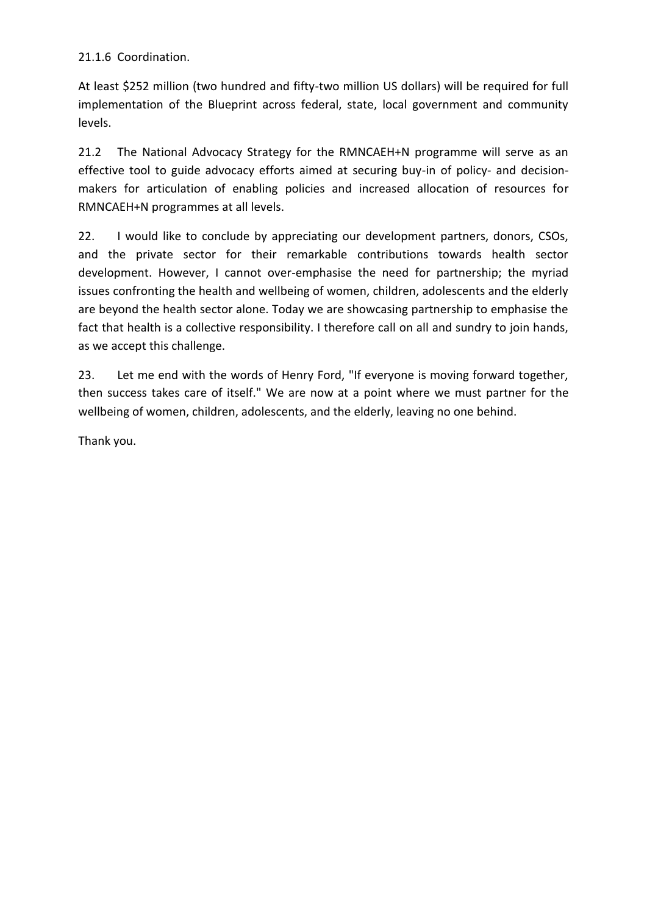21.1.6 Coordination.

At least $252 million (two hundred and fifty-two million US dollars) will be required for full implementation of the Blueprint across federal, state, local government and community levels.

21.2 The National Advocacy Strategy for the RMNCAEH+N programme will serve as an effective tool to guide advocacy efforts aimed at securing buy-in of policy- and decision-makers for articulation of enabling policies and increased allocation of resources for RMNCAEH+N programmes at all levels.

22. I would like to conclude by appreciating our development partners, donors, CSOs, and the private sector for their remarkable contributions towards health sector development. However, I cannot over-emphasise the need for partnership; the myriad issues confronting the health and wellbeing of women, children, adolescents and the elderly are beyond the health sector alone. Today we are showcasing partnership to emphasise the fact that health is a collective responsibility. I therefore call on all and sundry to join hands, as we accept this challenge.

23. Let me end with the words of Henry Ford, "If everyone is moving forward together, then success takes care of itself." We are now at a point where we must partner for the wellbeing of women, children, adolescents, and the elderly, leaving no one behind.

Thank you.